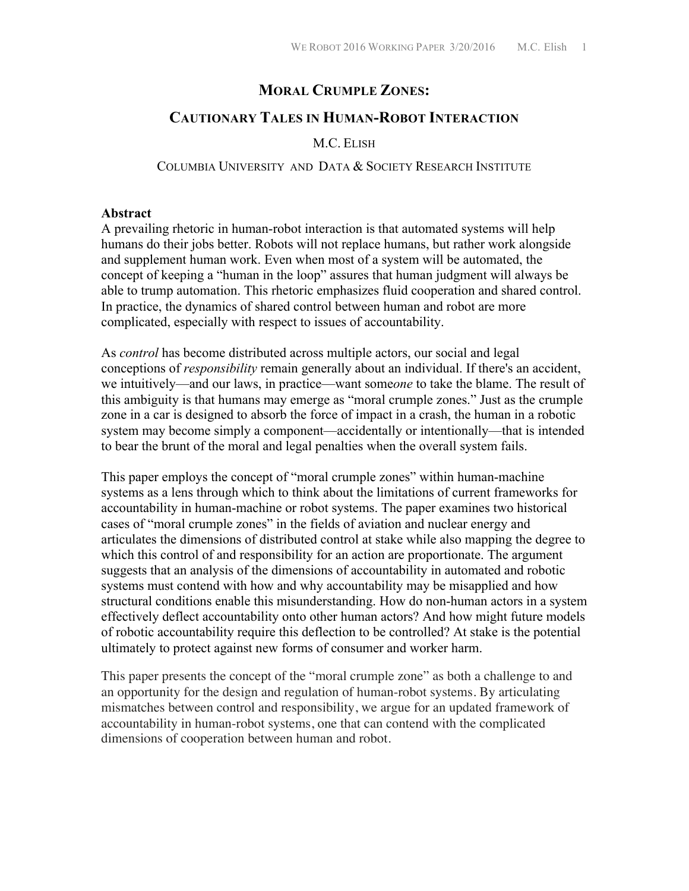# MORAL CRUMPLE ZONES:

## CAUTIONARY TALES IN HUMAN-ROBOT INTERACTION

M.C. ELISH

COLUMBIA UNIVERSITY AND DATA & SOCIETY RESEARCH INSTITUTE

**Abstract**

A prevailing rhetoric in human-robot interaction is that automated systems will help humans do their jobs better. Robots will not replace humans, but rather work alongside and supplement human work. Even when most of a system will be automated, the concept of keeping a "human in the loop" assures that human judgment will always be able to trump automation. This rhetoric emphasizes fluid cooperation and shared control. In practice, the dynamics of shared control between human and robot are more complicated, especially with respect to issues of accountability.

As *control* has become distributed across multiple actors, our social and legal conceptions of *responsibility* remain generally about an individual. If there's an accident, we intuitively—and our laws, in practice—want some*one* to take the blame. The result of this ambiguity is that humans may emerge as "moral crumple zones." Just as the crumple zone in a car is designed to absorb the force of impact in a crash, the human in a robotic system may become simply a component—accidentally or intentionally—that is intended to bear the brunt of the moral and legal penalties when the overall system fails.

This paper employs the concept of "moral crumple zones" within human-machine systems as a lens through which to think about the limitations of current frameworks for accountability in human-machine or robot systems. The paper examines two historical cases of "moral crumple zones" in the fields of aviation and nuclear energy and articulates the dimensions of distributed control at stake while also mapping the degree to which this control of and responsibility for an action are proportionate. The argument suggests that an analysis of the dimensions of accountability in automated and robotic systems must contend with how and why accountability may be misapplied and how structural conditions enable this misunderstanding. How do non-human actors in a system effectively deflect accountability onto other human actors? And how might future models of robotic accountability require this deflection to be controlled? At stake is the potential ultimately to protect against new forms of consumer and worker harm.

This paper presents the concept of the "moral crumple zone" as both a challenge to and an opportunity for the design and regulation of human-robot systems. By articulating mismatches between control and responsibility, we argue for an updated framework of accountability in human-robot systems, one that can contend with the complicated dimensions of cooperation between human and robot.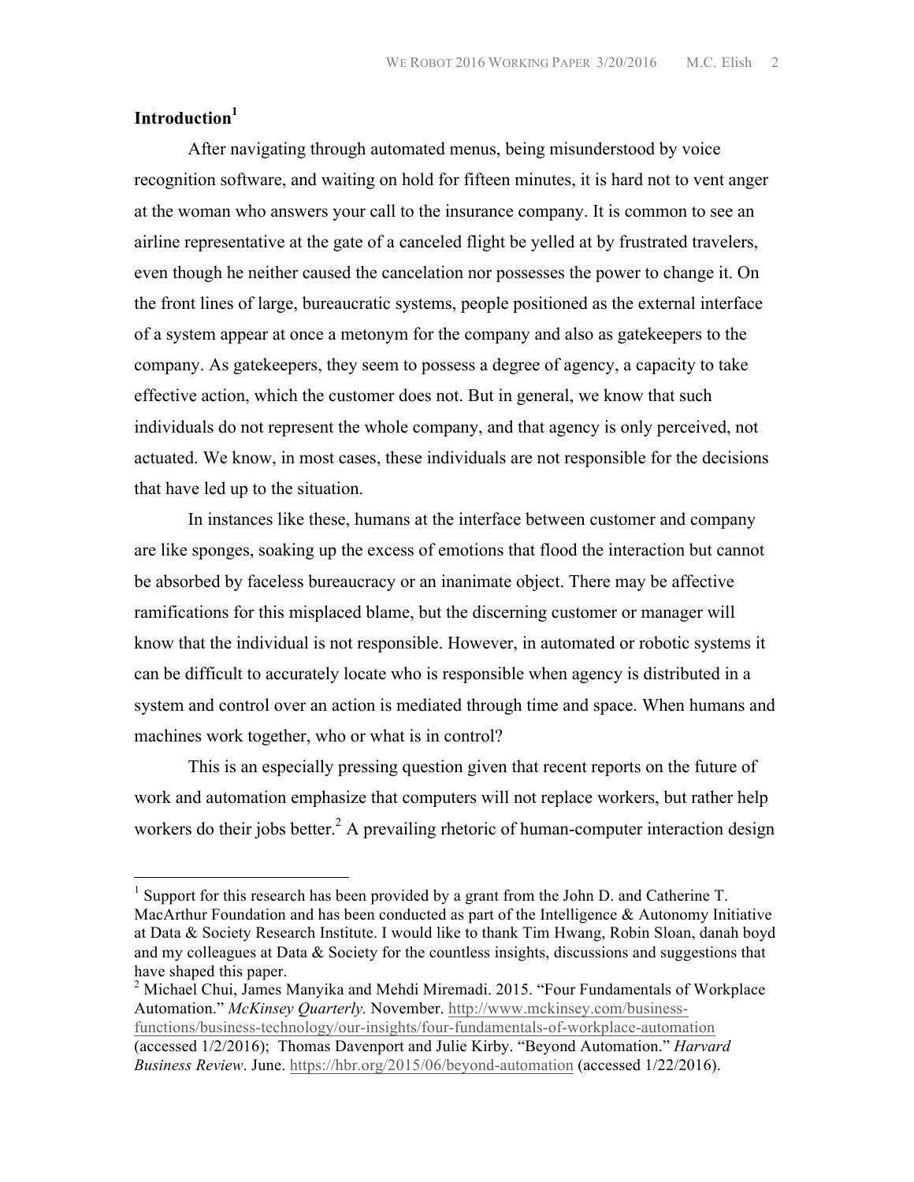## Introduction[1]

After navigating through automated menus, being misunderstood by voice recognition software, and waiting on hold for fifteen minutes, it is hard not to vent anger at the woman who answers your call to the insurance company. It is common to see an airline representative at the gate of a canceled flight be yelled at by frustrated travelers, even though he neither caused the cancelation nor possesses the power to change it. On the front lines of large, bureaucratic systems, people positioned as the external interface of a system appear at once a metonym for the company and also as gatekeepers to the company. As gatekeepers, they seem to possess a degree of agency, a capacity to take effective action, which the customer does not. But in general, we know that such individuals do not represent the whole company, and that agency is only perceived, not actuated. We know, in most cases, these individuals are not responsible for the decisions that have led up to the situation.

In instances like these, humans at the interface between customer and company are like sponges, soaking up the excess of emotions that flood the interaction but cannot be absorbed by faceless bureaucracy or an inanimate object. There may be affective ramifications for this misplaced blame, but the discerning customer or manager will know that the individual is not responsible. However, in automated or robotic systems it can be difficult to accurately locate who is responsible when agency is distributed in a system and control over an action is mediated through time and space. When humans and machines work together, who or what is in control?

This is an especially pressing question given that recent reports on the future of work and automation emphasize that computers will not replace workers, but rather help workers do their jobs better.[2] A prevailing rhetoric of human-computer interaction design

---

[1] Support for this research has been provided by a grant from the John D. and Catherine T. MacArthur Foundation and has been conducted as part of the Intelligence & Autonomy Initiative at Data & Society Research Institute. I would like to thank Tim Hwang, Robin Sloan, danah boyd and my colleagues at Data & Society for the countless insights, discussions and suggestions that have shaped this paper.

[2] Michael Chui, James Manyika and Mehdi Miremadi. 2015. "Four Fundamentals of Workplace Automation." *McKinsey Quarterly.* November. http://www.mckinsey.com/business-functions/business-technology/our-insights/four-fundamentals-of-workplace-automation (accessed 1/2/2016); Thomas Davenport and Julie Kirby. "Beyond Automation." *Harvard Business Review*. June. https://hbr.org/2015/06/beyond-automation (accessed 1/22/2016).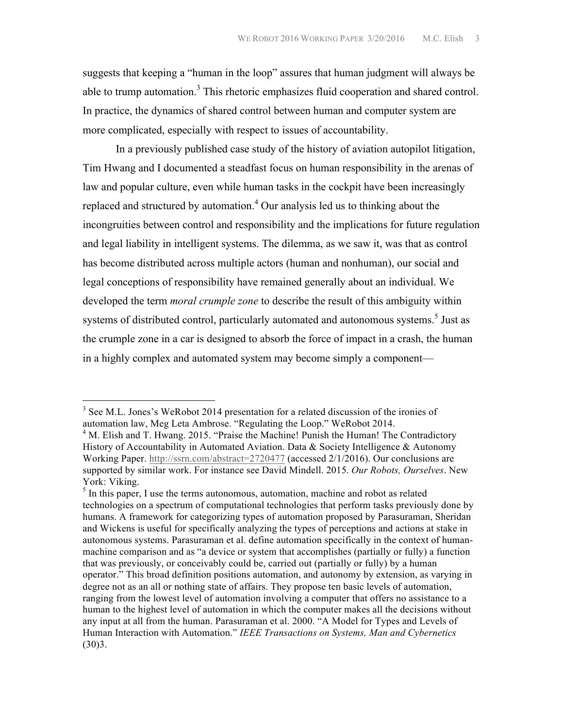suggests that keeping a "human in the loop" assures that human judgment will always be able to trump automation.[3] This rhetoric emphasizes fluid cooperation and shared control. In practice, the dynamics of shared control between human and computer system are more complicated, especially with respect to issues of accountability.

In a previously published case study of the history of aviation autopilot litigation, Tim Hwang and I documented a steadfast focus on human responsibility in the arenas of law and popular culture, even while human tasks in the cockpit have been increasingly replaced and structured by automation.[4] Our analysis led us to thinking about the incongruities between control and responsibility and the implications for future regulation and legal liability in intelligent systems. The dilemma, as we saw it, was that as control has become distributed across multiple actors (human and nonhuman), our social and legal conceptions of responsibility have remained generally about an individual. We developed the term *moral crumple zone* to describe the result of this ambiguity within systems of distributed control, particularly automated and autonomous systems.[5] Just as the crumple zone in a car is designed to absorb the force of impact in a crash, the human in a highly complex and automated system may become simply a component—

---

[3] See M.L. Jones's WeRobot 2014 presentation for a related discussion of the ironies of automation law, Meg Leta Ambrose. "Regulating the Loop." WeRobot 2014.

[4] M. Elish and T. Hwang. 2015. "Praise the Machine! Punish the Human! The Contradictory History of Accountability in Automated Aviation. Data & Society Intelligence & Autonomy Working Paper. http://ssrn.com/abstract=2720477 (accessed 2/1/2016). Our conclusions are supported by similar work. For instance see David Mindell. 2015. *Our Robots, Ourselves*. New York: Viking.

[5] In this paper, I use the terms autonomous, automation, machine and robot as related technologies on a spectrum of computational technologies that perform tasks previously done by humans. A framework for categorizing types of automation proposed by Parasuraman, Sheridan and Wickens is useful for specifically analyzing the types of perceptions and actions at stake in autonomous systems. Parasuraman et al. define automation specifically in the context of human-machine comparison and as "a device or system that accomplishes (partially or fully) a function that was previously, or conceivably could be, carried out (partially or fully) by a human operator." This broad definition positions automation, and autonomy by extension, as varying in degree not as an all or nothing state of affairs. They propose ten basic levels of automation, ranging from the lowest level of automation involving a computer that offers no assistance to a human to the highest level of automation in which the computer makes all the decisions without any input at all from the human. Parasuraman et al. 2000. "A Model for Types and Levels of Human Interaction with Automation." *IEEE Transactions on Systems, Man and Cybernetics* (30)3.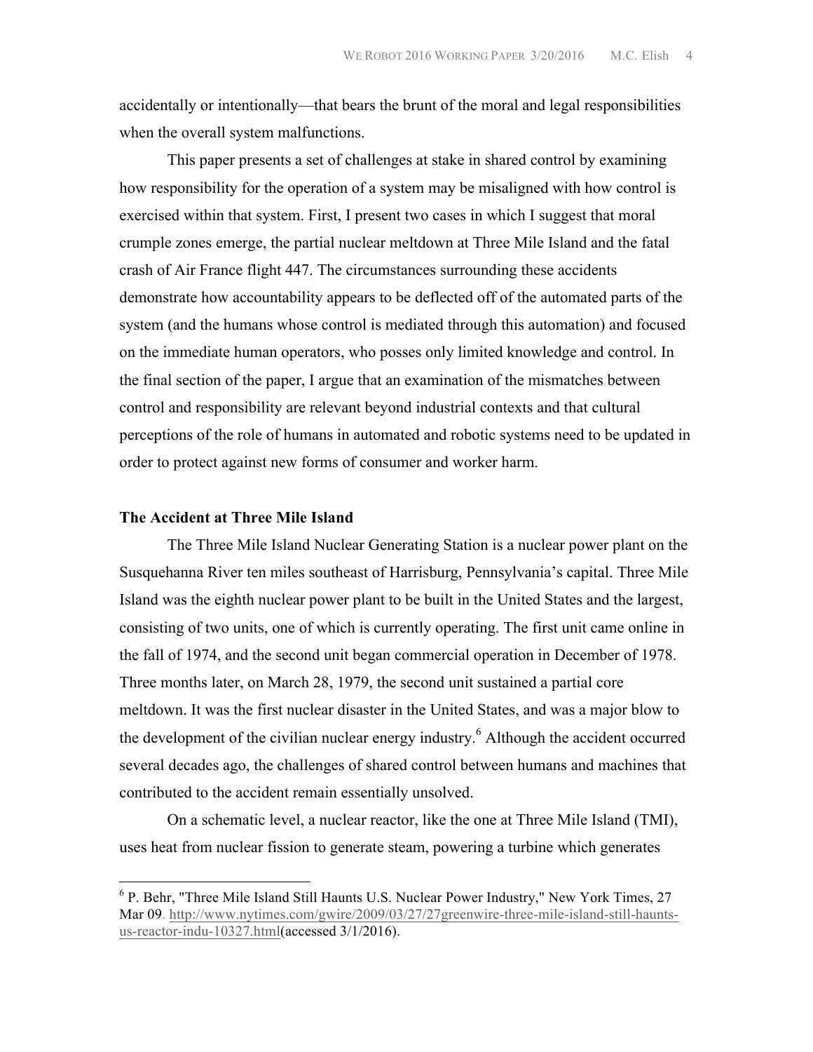accidentally or intentionally—that bears the brunt of the moral and legal responsibilities when the overall system malfunctions.

This paper presents a set of challenges at stake in shared control by examining how responsibility for the operation of a system may be misaligned with how control is exercised within that system. First, I present two cases in which I suggest that moral crumple zones emerge, the partial nuclear meltdown at Three Mile Island and the fatal crash of Air France flight 447. The circumstances surrounding these accidents demonstrate how accountability appears to be deflected off of the automated parts of the system (and the humans whose control is mediated through this automation) and focused on the immediate human operators, who posses only limited knowledge and control. In the final section of the paper, I argue that an examination of the mismatches between control and responsibility are relevant beyond industrial contexts and that cultural perceptions of the role of humans in automated and robotic systems need to be updated in order to protect against new forms of consumer and worker harm.

**The Accident at Three Mile Island**

The Three Mile Island Nuclear Generating Station is a nuclear power plant on the Susquehanna River ten miles southeast of Harrisburg, Pennsylvania's capital. Three Mile Island was the eighth nuclear power plant to be built in the United States and the largest, consisting of two units, one of which is currently operating. The first unit came online in the fall of 1974, and the second unit began commercial operation in December of 1978. Three months later, on March 28, 1979, the second unit sustained a partial core meltdown. It was the first nuclear disaster in the United States, and was a major blow to the development of the civilian nuclear energy industry.[6] Although the accident occurred several decades ago, the challenges of shared control between humans and machines that contributed to the accident remain essentially unsolved.

On a schematic level, a nuclear reactor, like the one at Three Mile Island (TMI), uses heat from nuclear fission to generate steam, powering a turbine which generates

---

[6] P. Behr, "Three Mile Island Still Haunts U.S. Nuclear Power Industry," New York Times, 27 Mar 09. http://www.nytimes.com/gwire/2009/03/27/27greenwire-three-mile-island-still-haunts-us-reactor-indu-10327.html(accessed 3/1/2016).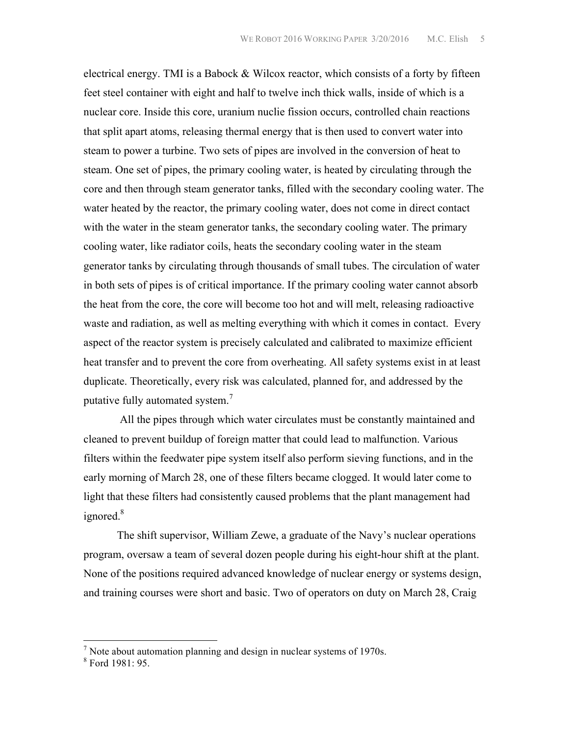electrical energy. TMI is a Babock & Wilcox reactor, which consists of a forty by fifteen feet steel container with eight and half to twelve inch thick walls, inside of which is a nuclear core. Inside this core, uranium nuclie fission occurs, controlled chain reactions that split apart atoms, releasing thermal energy that is then used to convert water into steam to power a turbine. Two sets of pipes are involved in the conversion of heat to steam. One set of pipes, the primary cooling water, is heated by circulating through the core and then through steam generator tanks, filled with the secondary cooling water. The water heated by the reactor, the primary cooling water, does not come in direct contact with the water in the steam generator tanks, the secondary cooling water. The primary cooling water, like radiator coils, heats the secondary cooling water in the steam generator tanks by circulating through thousands of small tubes. The circulation of water in both sets of pipes is of critical importance. If the primary cooling water cannot absorb the heat from the core, the core will become too hot and will melt, releasing radioactive waste and radiation, as well as melting everything with which it comes in contact. Every aspect of the reactor system is precisely calculated and calibrated to maximize efficient heat transfer and to prevent the core from overheating. All safety systems exist in at least duplicate. Theoretically, every risk was calculated, planned for, and addressed by the putative fully automated system.[7]

All the pipes through which water circulates must be constantly maintained and cleaned to prevent buildup of foreign matter that could lead to malfunction. Various filters within the feedwater pipe system itself also perform sieving functions, and in the early morning of March 28, one of these filters became clogged. It would later come to light that these filters had consistently caused problems that the plant management had ignored.[8]

The shift supervisor, William Zewe, a graduate of the Navy's nuclear operations program, oversaw a team of several dozen people during his eight-hour shift at the plant. None of the positions required advanced knowledge of nuclear energy or systems design, and training courses were short and basic. Two of operators on duty on March 28, Craig

---

[7] Note about automation planning and design in nuclear systems of 1970s.

[8] Ford 1981: 95.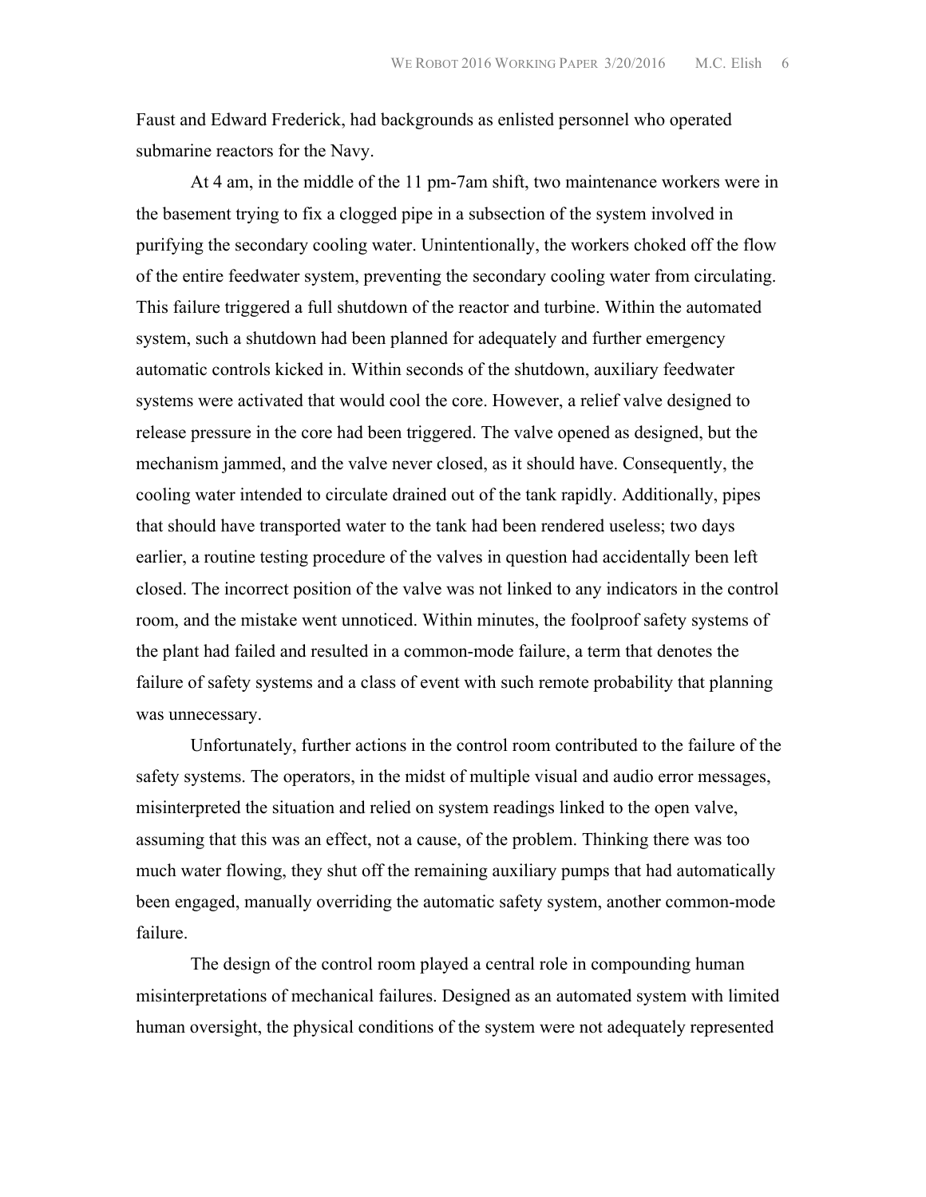Faust and Edward Frederick, had backgrounds as enlisted personnel who operated submarine reactors for the Navy.

At 4 am, in the middle of the 11 pm-7am shift, two maintenance workers were in the basement trying to fix a clogged pipe in a subsection of the system involved in purifying the secondary cooling water. Unintentionally, the workers choked off the flow of the entire feedwater system, preventing the secondary cooling water from circulating. This failure triggered a full shutdown of the reactor and turbine. Within the automated system, such a shutdown had been planned for adequately and further emergency automatic controls kicked in. Within seconds of the shutdown, auxiliary feedwater systems were activated that would cool the core. However, a relief valve designed to release pressure in the core had been triggered. The valve opened as designed, but the mechanism jammed, and the valve never closed, as it should have. Consequently, the cooling water intended to circulate drained out of the tank rapidly. Additionally, pipes that should have transported water to the tank had been rendered useless; two days earlier, a routine testing procedure of the valves in question had accidentally been left closed. The incorrect position of the valve was not linked to any indicators in the control room, and the mistake went unnoticed. Within minutes, the foolproof safety systems of the plant had failed and resulted in a common-mode failure, a term that denotes the failure of safety systems and a class of event with such remote probability that planning was unnecessary.

Unfortunately, further actions in the control room contributed to the failure of the safety systems. The operators, in the midst of multiple visual and audio error messages, misinterpreted the situation and relied on system readings linked to the open valve, assuming that this was an effect, not a cause, of the problem. Thinking there was too much water flowing, they shut off the remaining auxiliary pumps that had automatically been engaged, manually overriding the automatic safety system, another common-mode failure.

The design of the control room played a central role in compounding human misinterpretations of mechanical failures. Designed as an automated system with limited human oversight, the physical conditions of the system were not adequately represented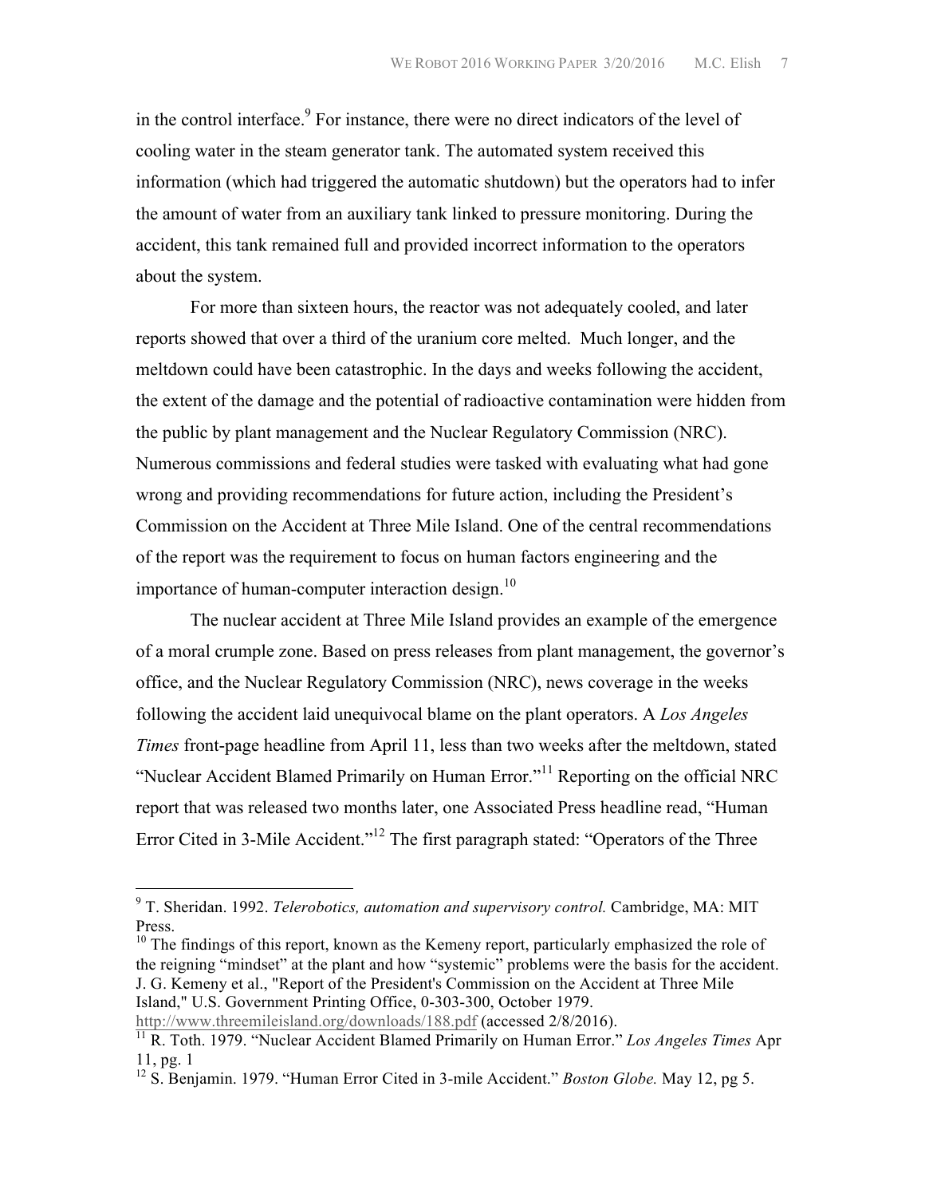in the control interface.[9] For instance, there were no direct indicators of the level of cooling water in the steam generator tank. The automated system received this information (which had triggered the automatic shutdown) but the operators had to infer the amount of water from an auxiliary tank linked to pressure monitoring. During the accident, this tank remained full and provided incorrect information to the operators about the system.

For more than sixteen hours, the reactor was not adequately cooled, and later reports showed that over a third of the uranium core melted. Much longer, and the meltdown could have been catastrophic. In the days and weeks following the accident, the extent of the damage and the potential of radioactive contamination were hidden from the public by plant management and the Nuclear Regulatory Commission (NRC). Numerous commissions and federal studies were tasked with evaluating what had gone wrong and providing recommendations for future action, including the President's Commission on the Accident at Three Mile Island. One of the central recommendations of the report was the requirement to focus on human factors engineering and the importance of human-computer interaction design.[10]

The nuclear accident at Three Mile Island provides an example of the emergence of a moral crumple zone. Based on press releases from plant management, the governor's office, and the Nuclear Regulatory Commission (NRC), news coverage in the weeks following the accident laid unequivocal blame on the plant operators. A *Los Angeles Times* front-page headline from April 11, less than two weeks after the meltdown, stated "Nuclear Accident Blamed Primarily on Human Error."[11] Reporting on the official NRC report that was released two months later, one Associated Press headline read, "Human Error Cited in 3-Mile Accident."[12] The first paragraph stated: "Operators of the Three

---

[9] T. Sheridan. 1992. *Telerobotics, automation and supervisory control.* Cambridge, MA: MIT Press.

[10] The findings of this report, known as the Kemeny report, particularly emphasized the role of the reigning "mindset" at the plant and how "systemic" problems were the basis for the accident. J. G. Kemeny et al., "Report of the President's Commission on the Accident at Three Mile Island," U.S. Government Printing Office, 0-303-300, October 1979. http://www.threemileisland.org/downloads/188.pdf (accessed 2/8/2016).

[11] R. Toth. 1979. "Nuclear Accident Blamed Primarily on Human Error." *Los Angeles Times* Apr 11, pg. 1

[12] S. Benjamin. 1979. "Human Error Cited in 3-mile Accident." *Boston Globe.* May 12, pg 5.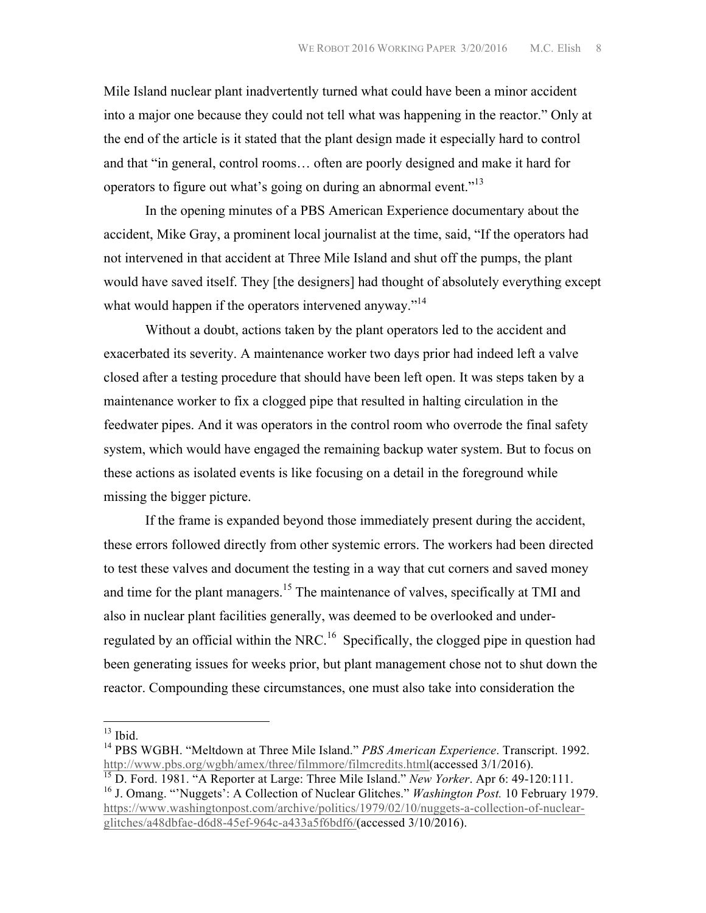Mile Island nuclear plant inadvertently turned what could have been a minor accident into a major one because they could not tell what was happening in the reactor." Only at the end of the article is it stated that the plant design made it especially hard to control and that "in general, control rooms… often are poorly designed and make it hard for operators to figure out what's going on during an abnormal event."[13]

In the opening minutes of a PBS American Experience documentary about the accident, Mike Gray, a prominent local journalist at the time, said, "If the operators had not intervened in that accident at Three Mile Island and shut off the pumps, the plant would have saved itself. They [the designers] had thought of absolutely everything except what would happen if the operators intervened anyway."[14]

Without a doubt, actions taken by the plant operators led to the accident and exacerbated its severity. A maintenance worker two days prior had indeed left a valve closed after a testing procedure that should have been left open. It was steps taken by a maintenance worker to fix a clogged pipe that resulted in halting circulation in the feedwater pipes. And it was operators in the control room who overrode the final safety system, which would have engaged the remaining backup water system. But to focus on these actions as isolated events is like focusing on a detail in the foreground while missing the bigger picture.

If the frame is expanded beyond those immediately present during the accident, these errors followed directly from other systemic errors. The workers had been directed to test these valves and document the testing in a way that cut corners and saved money and time for the plant managers.[15] The maintenance of valves, specifically at TMI and also in nuclear plant facilities generally, was deemed to be overlooked and under-regulated by an official within the NRC.[16] Specifically, the clogged pipe in question had been generating issues for weeks prior, but plant management chose not to shut down the reactor. Compounding these circumstances, one must also take into consideration the

---

[13] Ibid.

[14] PBS WGBH. "Meltdown at Three Mile Island." *PBS American Experience*. Transcript. 1992. http://www.pbs.org/wgbh/amex/three/filmmore/filmcredits.html(accessed 3/1/2016).

[15] D. Ford. 1981. "A Reporter at Large: Three Mile Island." *New Yorker*. Apr 6: 49-120:111.

[16] J. Omang. "'Nuggets': A Collection of Nuclear Glitches." *Washington Post.* 10 February 1979. https://www.washingtonpost.com/archive/politics/1979/02/10/nuggets-a-collection-of-nuclear-glitches/a48dbfae-d6d8-45ef-964c-a433a5f6bdf6/(accessed 3/10/2016).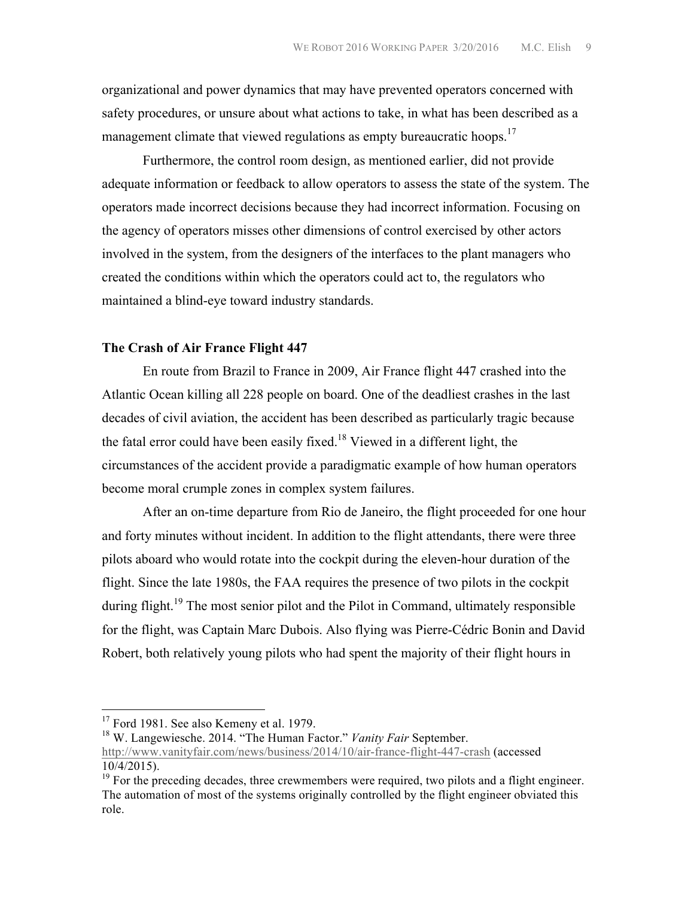organizational and power dynamics that may have prevented operators concerned with safety procedures, or unsure about what actions to take, in what has been described as a management climate that viewed regulations as empty bureaucratic hoops.[17]

Furthermore, the control room design, as mentioned earlier, did not provide adequate information or feedback to allow operators to assess the state of the system. The operators made incorrect decisions because they had incorrect information. Focusing on the agency of operators misses other dimensions of control exercised by other actors involved in the system, from the designers of the interfaces to the plant managers who created the conditions within which the operators could act to, the regulators who maintained a blind-eye toward industry standards.

### The Crash of Air France Flight 447

En route from Brazil to France in 2009, Air France flight 447 crashed into the Atlantic Ocean killing all 228 people on board. One of the deadliest crashes in the last decades of civil aviation, the accident has been described as particularly tragic because the fatal error could have been easily fixed.[18] Viewed in a different light, the circumstances of the accident provide a paradigmatic example of how human operators become moral crumple zones in complex system failures.

After an on-time departure from Rio de Janeiro, the flight proceeded for one hour and forty minutes without incident. In addition to the flight attendants, there were three pilots aboard who would rotate into the cockpit during the eleven-hour duration of the flight. Since the late 1980s, the FAA requires the presence of two pilots in the cockpit during flight.[19] The most senior pilot and the Pilot in Command, ultimately responsible for the flight, was Captain Marc Dubois. Also flying was Pierre-Cédric Bonin and David Robert, both relatively young pilots who had spent the majority of their flight hours in

---

[17] Ford 1981. See also Kemeny et al. 1979.

[18] W. Langewiesche. 2014. "The Human Factor." *Vanity Fair* September. http://www.vanityfair.com/news/business/2014/10/air-france-flight-447-crash (accessed 10/4/2015).

[19] For the preceding decades, three crewmembers were required, two pilots and a flight engineer. The automation of most of the systems originally controlled by the flight engineer obviated this role.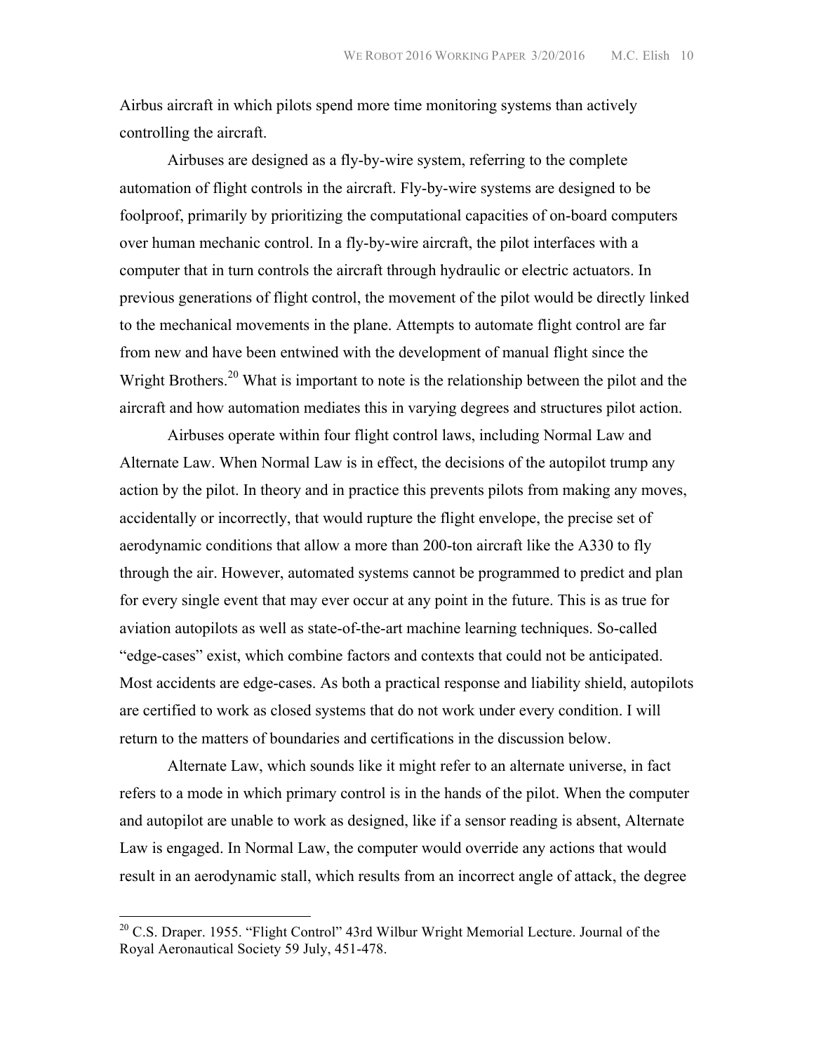Airbus aircraft in which pilots spend more time monitoring systems than actively controlling the aircraft.

Airbuses are designed as a fly-by-wire system, referring to the complete automation of flight controls in the aircraft. Fly-by-wire systems are designed to be foolproof, primarily by prioritizing the computational capacities of on-board computers over human mechanic control. In a fly-by-wire aircraft, the pilot interfaces with a computer that in turn controls the aircraft through hydraulic or electric actuators. In previous generations of flight control, the movement of the pilot would be directly linked to the mechanical movements in the plane. Attempts to automate flight control are far from new and have been entwined with the development of manual flight since the Wright Brothers.[20] What is important to note is the relationship between the pilot and the aircraft and how automation mediates this in varying degrees and structures pilot action.

Airbuses operate within four flight control laws, including Normal Law and Alternate Law. When Normal Law is in effect, the decisions of the autopilot trump any action by the pilot. In theory and in practice this prevents pilots from making any moves, accidentally or incorrectly, that would rupture the flight envelope, the precise set of aerodynamic conditions that allow a more than 200-ton aircraft like the A330 to fly through the air. However, automated systems cannot be programmed to predict and plan for every single event that may ever occur at any point in the future. This is as true for aviation autopilots as well as state-of-the-art machine learning techniques. So-called "edge-cases" exist, which combine factors and contexts that could not be anticipated. Most accidents are edge-cases. As both a practical response and liability shield, autopilots are certified to work as closed systems that do not work under every condition. I will return to the matters of boundaries and certifications in the discussion below.

Alternate Law, which sounds like it might refer to an alternate universe, in fact refers to a mode in which primary control is in the hands of the pilot. When the computer and autopilot are unable to work as designed, like if a sensor reading is absent, Alternate Law is engaged. In Normal Law, the computer would override any actions that would result in an aerodynamic stall, which results from an incorrect angle of attack, the degree

[20] C.S. Draper. 1955. "Flight Control" 43rd Wilbur Wright Memorial Lecture. Journal of the Royal Aeronautical Society 59 July, 451-478.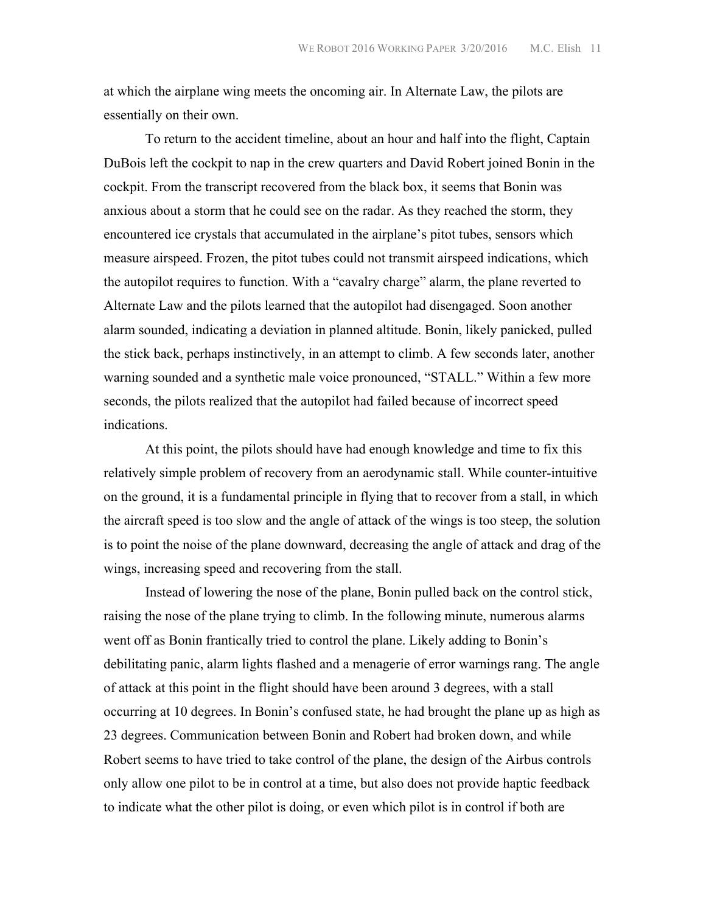at which the airplane wing meets the oncoming air. In Alternate Law, the pilots are essentially on their own.

To return to the accident timeline, about an hour and half into the flight, Captain DuBois left the cockpit to nap in the crew quarters and David Robert joined Bonin in the cockpit. From the transcript recovered from the black box, it seems that Bonin was anxious about a storm that he could see on the radar. As they reached the storm, they encountered ice crystals that accumulated in the airplane's pitot tubes, sensors which measure airspeed. Frozen, the pitot tubes could not transmit airspeed indications, which the autopilot requires to function. With a "cavalry charge" alarm, the plane reverted to Alternate Law and the pilots learned that the autopilot had disengaged. Soon another alarm sounded, indicating a deviation in planned altitude. Bonin, likely panicked, pulled the stick back, perhaps instinctively, in an attempt to climb. A few seconds later, another warning sounded and a synthetic male voice pronounced, "STALL." Within a few more seconds, the pilots realized that the autopilot had failed because of incorrect speed indications.

At this point, the pilots should have had enough knowledge and time to fix this relatively simple problem of recovery from an aerodynamic stall. While counter-intuitive on the ground, it is a fundamental principle in flying that to recover from a stall, in which the aircraft speed is too slow and the angle of attack of the wings is too steep, the solution is to point the noise of the plane downward, decreasing the angle of attack and drag of the wings, increasing speed and recovering from the stall.

Instead of lowering the nose of the plane, Bonin pulled back on the control stick, raising the nose of the plane trying to climb. In the following minute, numerous alarms went off as Bonin frantically tried to control the plane. Likely adding to Bonin's debilitating panic, alarm lights flashed and a menagerie of error warnings rang. The angle of attack at this point in the flight should have been around 3 degrees, with a stall occurring at 10 degrees. In Bonin's confused state, he had brought the plane up as high as 23 degrees. Communication between Bonin and Robert had broken down, and while Robert seems to have tried to take control of the plane, the design of the Airbus controls only allow one pilot to be in control at a time, but also does not provide haptic feedback to indicate what the other pilot is doing, or even which pilot is in control if both are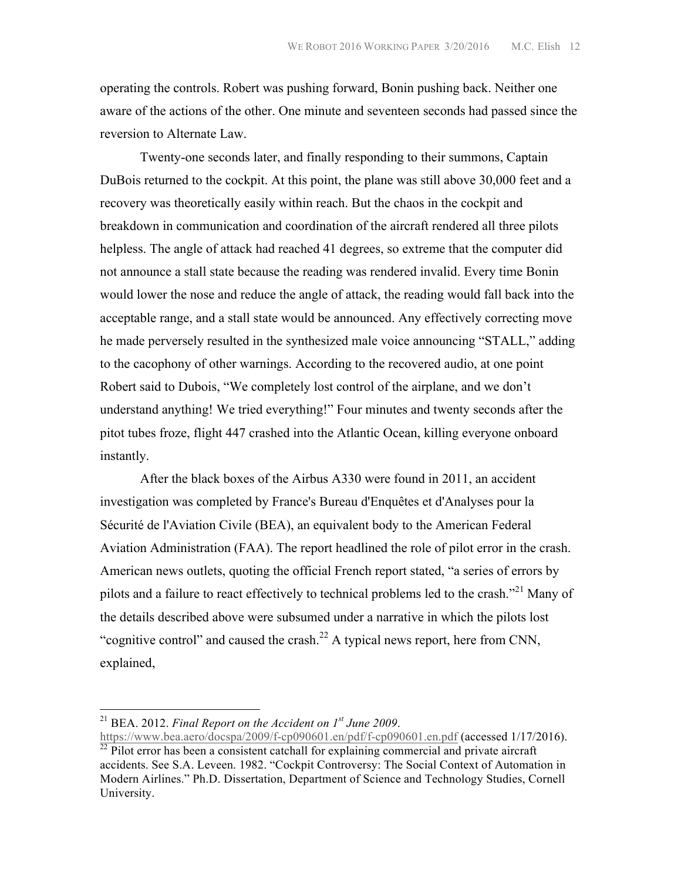operating the controls. Robert was pushing forward, Bonin pushing back. Neither one aware of the actions of the other. One minute and seventeen seconds had passed since the reversion to Alternate Law.

Twenty-one seconds later, and finally responding to their summons, Captain DuBois returned to the cockpit. At this point, the plane was still above 30,000 feet and a recovery was theoretically easily within reach. But the chaos in the cockpit and breakdown in communication and coordination of the aircraft rendered all three pilots helpless. The angle of attack had reached 41 degrees, so extreme that the computer did not announce a stall state because the reading was rendered invalid. Every time Bonin would lower the nose and reduce the angle of attack, the reading would fall back into the acceptable range, and a stall state would be announced. Any effectively correcting move he made perversely resulted in the synthesized male voice announcing "STALL," adding to the cacophony of other warnings. According to the recovered audio, at one point Robert said to Dubois, "We completely lost control of the airplane, and we don't understand anything! We tried everything!" Four minutes and twenty seconds after the pitot tubes froze, flight 447 crashed into the Atlantic Ocean, killing everyone onboard instantly.

After the black boxes of the Airbus A330 were found in 2011, an accident investigation was completed by France's Bureau d'Enquêtes et d'Analyses pour la Sécurité de l'Aviation Civile (BEA), an equivalent body to the American Federal Aviation Administration (FAA). The report headlined the role of pilot error in the crash. American news outlets, quoting the official French report stated, "a series of errors by pilots and a failure to react effectively to technical problems led to the crash."[21] Many of the details described above were subsumed under a narrative in which the pilots lost "cognitive control" and caused the crash.[22] A typical news report, here from CNN, explained,

---

[21] BEA. 2012. *Final Report on the Accident on 1st June 2009*. https://www.bea.aero/docspa/2009/f-cp090601.en/pdf/f-cp090601.en.pdf (accessed 1/17/2016).

[22] Pilot error has been a consistent catchall for explaining commercial and private aircraft accidents. See S.A. Leveen. 1982. "Cockpit Controversy: The Social Context of Automation in Modern Airlines." Ph.D. Dissertation, Department of Science and Technology Studies, Cornell University.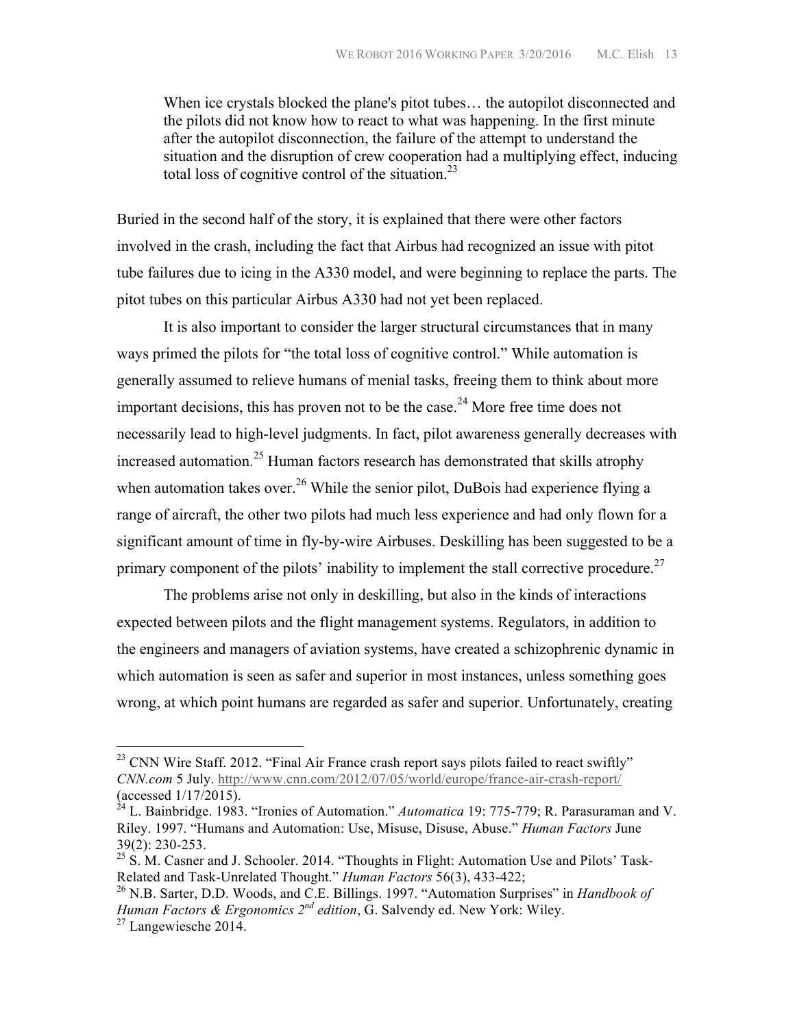> When ice crystals blocked the plane's pitot tubes… the autopilot disconnected and the pilots did not know how to react to what was happening. In the first minute after the autopilot disconnection, the failure of the attempt to understand the situation and the disruption of crew cooperation had a multiplying effect, inducing total loss of cognitive control of the situation.[23]

Buried in the second half of the story, it is explained that there were other factors involved in the crash, including the fact that Airbus had recognized an issue with pitot tube failures due to icing in the A330 model, and were beginning to replace the parts. The pitot tubes on this particular Airbus A330 had not yet been replaced.

It is also important to consider the larger structural circumstances that in many ways primed the pilots for "the total loss of cognitive control." While automation is generally assumed to relieve humans of menial tasks, freeing them to think about more important decisions, this has proven not to be the case.[24] More free time does not necessarily lead to high-level judgments. In fact, pilot awareness generally decreases with increased automation.[25] Human factors research has demonstrated that skills atrophy when automation takes over.[26] While the senior pilot, DuBois had experience flying a range of aircraft, the other two pilots had much less experience and had only flown for a significant amount of time in fly-by-wire Airbuses. Deskilling has been suggested to be a primary component of the pilots' inability to implement the stall corrective procedure.[27]

The problems arise not only in deskilling, but also in the kinds of interactions expected between pilots and the flight management systems. Regulators, in addition to the engineers and managers of aviation systems, have created a schizophrenic dynamic in which automation is seen as safer and superior in most instances, unless something goes wrong, at which point humans are regarded as safer and superior. Unfortunately, creating

---

[23] CNN Wire Staff. 2012. "Final Air France crash report says pilots failed to react swiftly" *CNN.com* 5 July. http://www.cnn.com/2012/07/05/world/europe/france-air-crash-report/ (accessed 1/17/2015).

[24] L. Bainbridge. 1983. "Ironies of Automation." *Automatica* 19: 775-779; R. Parasuraman and V. Riley. 1997. "Humans and Automation: Use, Misuse, Disuse, Abuse." *Human Factors* June 39(2): 230-253.

[25] S. M. Casner and J. Schooler. 2014. "Thoughts in Flight: Automation Use and Pilots' Task-Related and Task-Unrelated Thought." *Human Factors* 56(3), 433-422;

[26] N.B. Sarter, D.D. Woods, and C.E. Billings. 1997. "Automation Surprises" in *Handbook of Human Factors & Ergonomics 2nd edition*, G. Salvendy ed. New York: Wiley.

[27] Langewiesche 2014.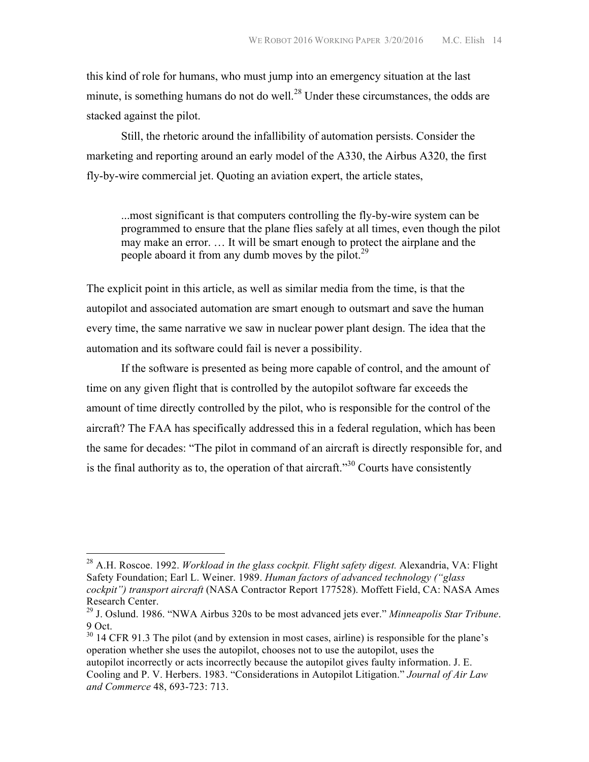this kind of role for humans, who must jump into an emergency situation at the last minute, is something humans do not do well.[28] Under these circumstances, the odds are stacked against the pilot.

Still, the rhetoric around the infallibility of automation persists. Consider the marketing and reporting around an early model of the A330, the Airbus A320, the first fly-by-wire commercial jet. Quoting an aviation expert, the article states,

> ...most significant is that computers controlling the fly-by-wire system can be programmed to ensure that the plane flies safely at all times, even though the pilot may make an error. … It will be smart enough to protect the airplane and the people aboard it from any dumb moves by the pilot.[29]

The explicit point in this article, as well as similar media from the time, is that the autopilot and associated automation are smart enough to outsmart and save the human every time, the same narrative we saw in nuclear power plant design. The idea that the automation and its software could fail is never a possibility.

If the software is presented as being more capable of control, and the amount of time on any given flight that is controlled by the autopilot software far exceeds the amount of time directly controlled by the pilot, who is responsible for the control of the aircraft? The FAA has specifically addressed this in a federal regulation, which has been the same for decades: "The pilot in command of an aircraft is directly responsible for, and is the final authority as to, the operation of that aircraft."[30] Courts have consistently

---

[28] A.H. Roscoe. 1992. *Workload in the glass cockpit. Flight safety digest.* Alexandria, VA: Flight Safety Foundation; Earl L. Weiner. 1989. *Human factors of advanced technology ("glass cockpit") transport aircraft* (NASA Contractor Report 177528). Moffett Field, CA: NASA Ames Research Center.

[29] J. Oslund. 1986. "NWA Airbus 320s to be most advanced jets ever." *Minneapolis Star Tribune*. 9 Oct.

[30] 14 CFR 91.3 The pilot (and by extension in most cases, airline) is responsible for the plane's operation whether she uses the autopilot, chooses not to use the autopilot, uses the autopilot incorrectly or acts incorrectly because the autopilot gives faulty information. J. E. Cooling and P. V. Herbers. 1983. "Considerations in Autopilot Litigation." *Journal of Air Law and Commerce* 48, 693-723: 713.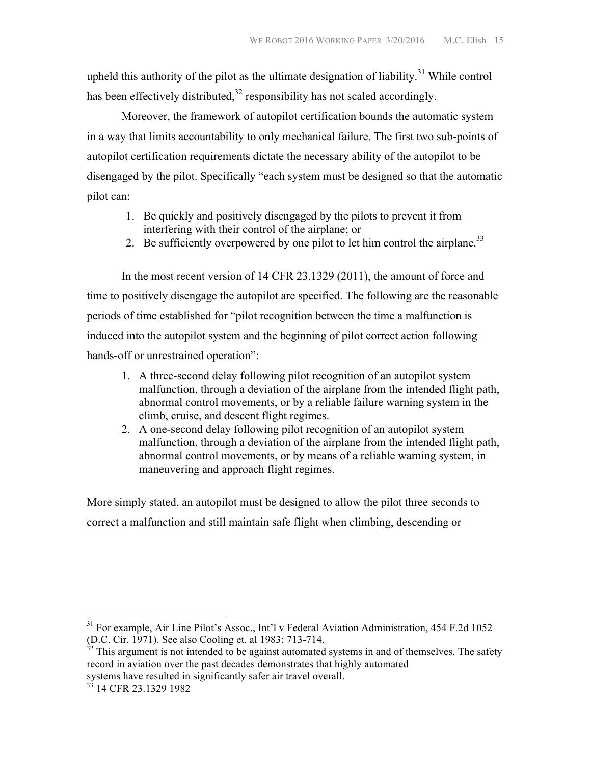upheld this authority of the pilot as the ultimate designation of liability.[31] While control has been effectively distributed,[32] responsibility has not scaled accordingly.

Moreover, the framework of autopilot certification bounds the automatic system in a way that limits accountability to only mechanical failure. The first two sub-points of autopilot certification requirements dictate the necessary ability of the autopilot to be disengaged by the pilot. Specifically "each system must be designed so that the automatic pilot can:

1. Be quickly and positively disengaged by the pilots to prevent it from interfering with their control of the airplane; or
2. Be sufficiently overpowered by one pilot to let him control the airplane.[33]

In the most recent version of 14 CFR 23.1329 (2011), the amount of force and time to positively disengage the autopilot are specified. The following are the reasonable periods of time established for "pilot recognition between the time a malfunction is induced into the autopilot system and the beginning of pilot correct action following hands-off or unrestrained operation":

1. A three-second delay following pilot recognition of an autopilot system malfunction, through a deviation of the airplane from the intended flight path, abnormal control movements, or by a reliable failure warning system in the climb, cruise, and descent flight regimes.
2. A one-second delay following pilot recognition of an autopilot system malfunction, through a deviation of the airplane from the intended flight path, abnormal control movements, or by means of a reliable warning system, in maneuvering and approach flight regimes.

More simply stated, an autopilot must be designed to allow the pilot three seconds to correct a malfunction and still maintain safe flight when climbing, descending or

---

[31] For example, Air Line Pilot's Assoc., Int'l v Federal Aviation Administration, 454 F.2d 1052 (D.C. Cir. 1971). See also Cooling et. al 1983: 713-714.

[32] This argument is not intended to be against automated systems in and of themselves. The safety record in aviation over the past decades demonstrates that highly automated systems have resulted in significantly safer air travel overall.

[33] 14 CFR 23.1329 1982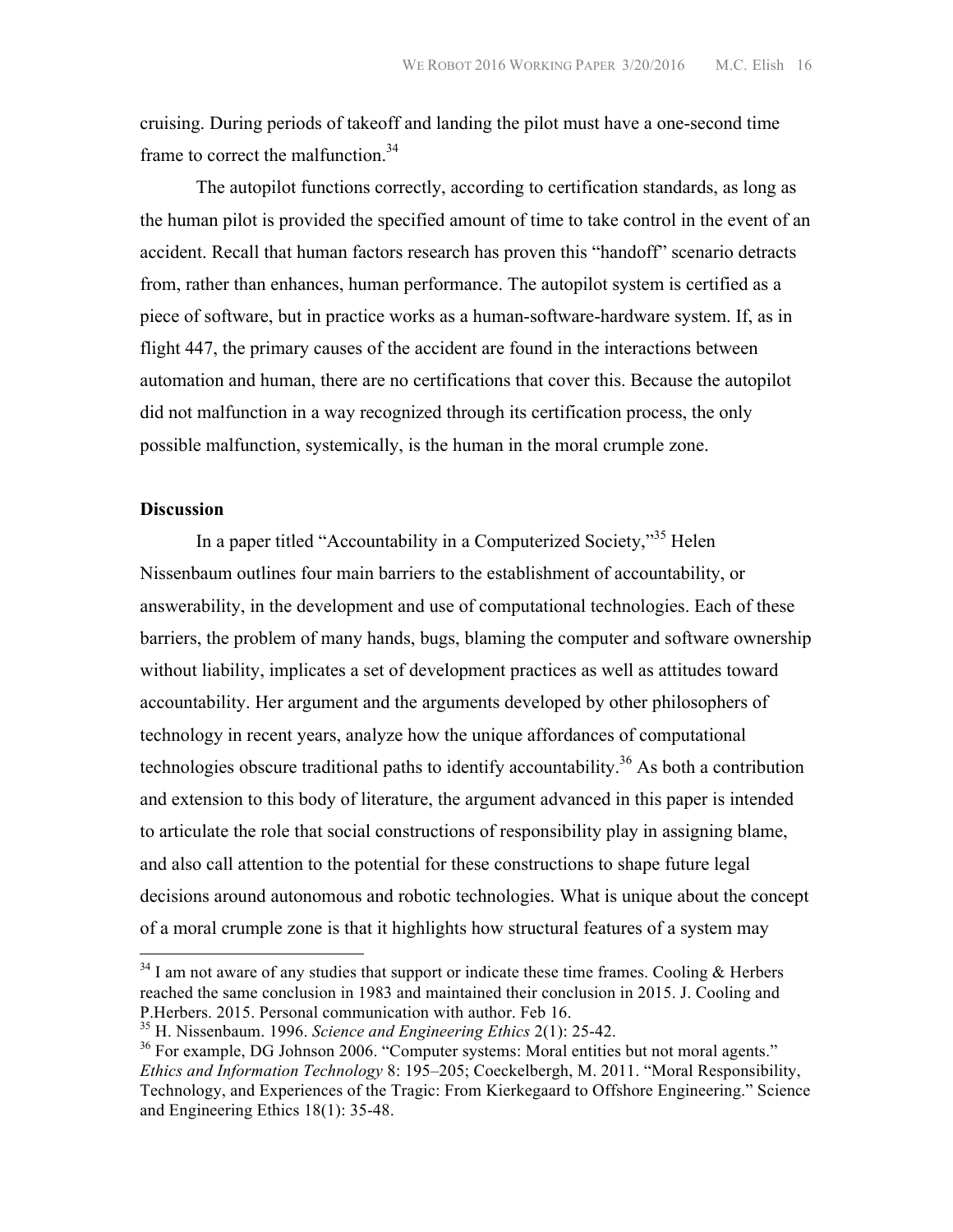cruising. During periods of takeoff and landing the pilot must have a one-second time frame to correct the malfunction.[34]

The autopilot functions correctly, according to certification standards, as long as the human pilot is provided the specified amount of time to take control in the event of an accident. Recall that human factors research has proven this "handoff" scenario detracts from, rather than enhances, human performance. The autopilot system is certified as a piece of software, but in practice works as a human-software-hardware system. If, as in flight 447, the primary causes of the accident are found in the interactions between automation and human, there are no certifications that cover this. Because the autopilot did not malfunction in a way recognized through its certification process, the only possible malfunction, systemically, is the human in the moral crumple zone.

**Discussion**

In a paper titled "Accountability in a Computerized Society,"[35] Helen Nissenbaum outlines four main barriers to the establishment of accountability, or answerability, in the development and use of computational technologies. Each of these barriers, the problem of many hands, bugs, blaming the computer and software ownership without liability, implicates a set of development practices as well as attitudes toward accountability. Her argument and the arguments developed by other philosophers of technology in recent years, analyze how the unique affordances of computational technologies obscure traditional paths to identify accountability.[36] As both a contribution and extension to this body of literature, the argument advanced in this paper is intended to articulate the role that social constructions of responsibility play in assigning blame, and also call attention to the potential for these constructions to shape future legal decisions around autonomous and robotic technologies. What is unique about the concept of a moral crumple zone is that it highlights how structural features of a system may

---

[34] I am not aware of any studies that support or indicate these time frames. Cooling & Herbers reached the same conclusion in 1983 and maintained their conclusion in 2015. J. Cooling and P.Herbers. 2015. Personal communication with author. Feb 16.

[35] H. Nissenbaum. 1996. *Science and Engineering Ethics* 2(1): 25-42.

[36] For example, DG Johnson 2006. "Computer systems: Moral entities but not moral agents." *Ethics and Information Technology* 8: 195–205; Coeckelbergh, M. 2011. "Moral Responsibility, Technology, and Experiences of the Tragic: From Kierkegaard to Offshore Engineering." Science and Engineering Ethics 18(1): 35-48.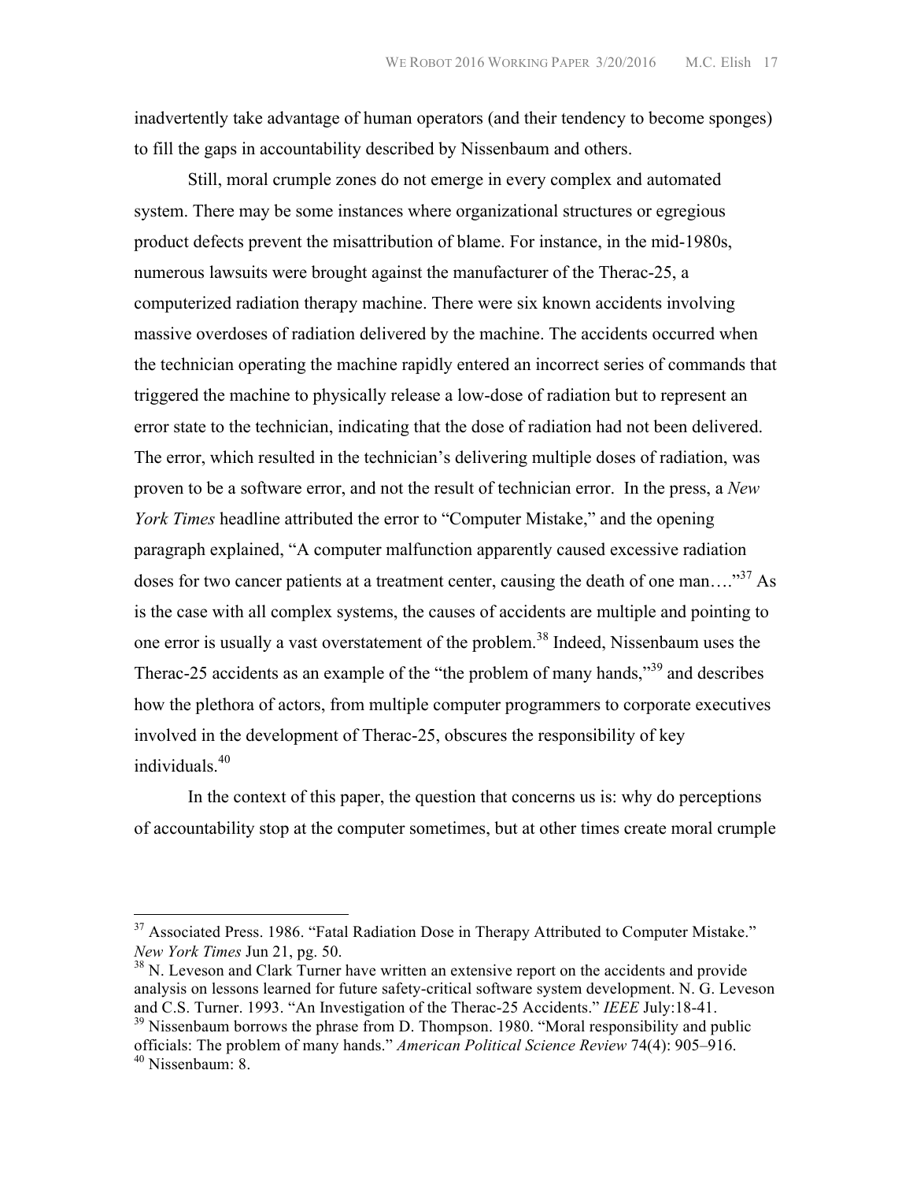inadvertently take advantage of human operators (and their tendency to become sponges) to fill the gaps in accountability described by Nissenbaum and others.

Still, moral crumple zones do not emerge in every complex and automated system. There may be some instances where organizational structures or egregious product defects prevent the misattribution of blame. For instance, in the mid-1980s, numerous lawsuits were brought against the manufacturer of the Therac-25, a computerized radiation therapy machine. There were six known accidents involving massive overdoses of radiation delivered by the machine. The accidents occurred when the technician operating the machine rapidly entered an incorrect series of commands that triggered the machine to physically release a low-dose of radiation but to represent an error state to the technician, indicating that the dose of radiation had not been delivered. The error, which resulted in the technician's delivering multiple doses of radiation, was proven to be a software error, and not the result of technician error. In the press, a *New York Times* headline attributed the error to "Computer Mistake," and the opening paragraph explained, "A computer malfunction apparently caused excessive radiation doses for two cancer patients at a treatment center, causing the death of one man…."[37] As is the case with all complex systems, the causes of accidents are multiple and pointing to one error is usually a vast overstatement of the problem.[38] Indeed, Nissenbaum uses the Therac-25 accidents as an example of the "the problem of many hands,"[39] and describes how the plethora of actors, from multiple computer programmers to corporate executives involved in the development of Therac-25, obscures the responsibility of key individuals.[40]

In the context of this paper, the question that concerns us is: why do perceptions of accountability stop at the computer sometimes, but at other times create moral crumple

---

[37] Associated Press. 1986. "Fatal Radiation Dose in Therapy Attributed to Computer Mistake." *New York Times* Jun 21, pg. 50.

[38] N. Leveson and Clark Turner have written an extensive report on the accidents and provide analysis on lessons learned for future safety-critical software system development. N. G. Leveson and C.S. Turner. 1993. "An Investigation of the Therac-25 Accidents." *IEEE* July:18-41.

[39] Nissenbaum borrows the phrase from D. Thompson. 1980. "Moral responsibility and public officials: The problem of many hands." *American Political Science Review* 74(4): 905–916.

[40] Nissenbaum: 8.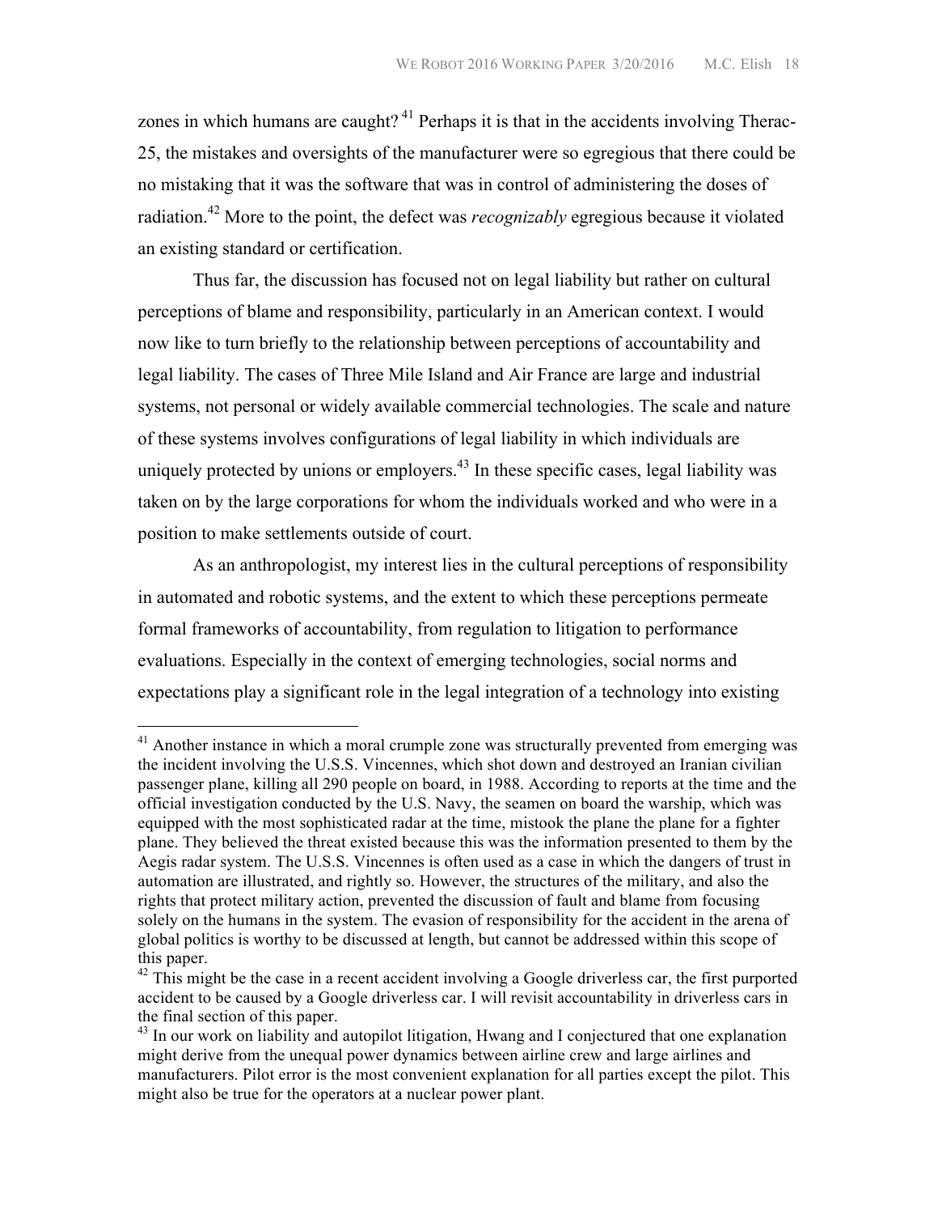zones in which humans are caught? [41] Perhaps it is that in the accidents involving Therac-25, the mistakes and oversights of the manufacturer were so egregious that there could be no mistaking that it was the software that was in control of administering the doses of radiation.[42] More to the point, the defect was *recognizably* egregious because it violated an existing standard or certification.

Thus far, the discussion has focused not on legal liability but rather on cultural perceptions of blame and responsibility, particularly in an American context. I would now like to turn briefly to the relationship between perceptions of accountability and legal liability. The cases of Three Mile Island and Air France are large and industrial systems, not personal or widely available commercial technologies. The scale and nature of these systems involves configurations of legal liability in which individuals are uniquely protected by unions or employers.[43] In these specific cases, legal liability was taken on by the large corporations for whom the individuals worked and who were in a position to make settlements outside of court.

As an anthropologist, my interest lies in the cultural perceptions of responsibility in automated and robotic systems, and the extent to which these perceptions permeate formal frameworks of accountability, from regulation to litigation to performance evaluations. Especially in the context of emerging technologies, social norms and expectations play a significant role in the legal integration of a technology into existing

---

[41] Another instance in which a moral crumple zone was structurally prevented from emerging was the incident involving the U.S.S. Vincennes, which shot down and destroyed an Iranian civilian passenger plane, killing all 290 people on board, in 1988. According to reports at the time and the official investigation conducted by the U.S. Navy, the seamen on board the warship, which was equipped with the most sophisticated radar at the time, mistook the plane the plane for a fighter plane. They believed the threat existed because this was the information presented to them by the Aegis radar system. The U.S.S. Vincennes is often used as a case in which the dangers of trust in automation are illustrated, and rightly so. However, the structures of the military, and also the rights that protect military action, prevented the discussion of fault and blame from focusing solely on the humans in the system. The evasion of responsibility for the accident in the arena of global politics is worthy to be discussed at length, but cannot be addressed within this scope of this paper.

[42] This might be the case in a recent accident involving a Google driverless car, the first purported accident to be caused by a Google driverless car. I will revisit accountability in driverless cars in the final section of this paper.

[43] In our work on liability and autopilot litigation, Hwang and I conjectured that one explanation might derive from the unequal power dynamics between airline crew and large airlines and manufacturers. Pilot error is the most convenient explanation for all parties except the pilot. This might also be true for the operators at a nuclear power plant.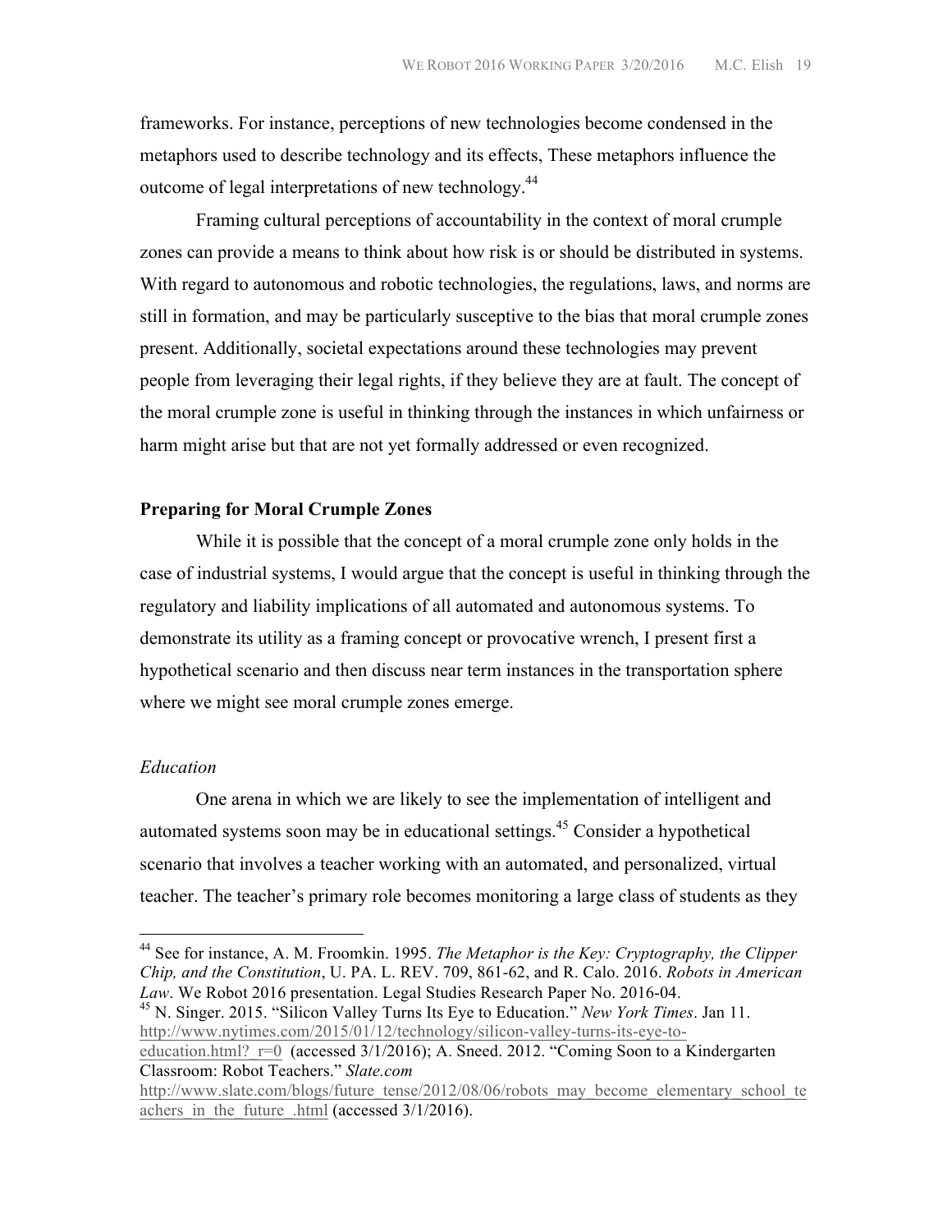frameworks. For instance, perceptions of new technologies become condensed in the metaphors used to describe technology and its effects, These metaphors influence the outcome of legal interpretations of new technology.[44]

Framing cultural perceptions of accountability in the context of moral crumple zones can provide a means to think about how risk is or should be distributed in systems. With regard to autonomous and robotic technologies, the regulations, laws, and norms are still in formation, and may be particularly susceptive to the bias that moral crumple zones present. Additionally, societal expectations around these technologies may prevent people from leveraging their legal rights, if they believe they are at fault. The concept of the moral crumple zone is useful in thinking through the instances in which unfairness or harm might arise but that are not yet formally addressed or even recognized.

**Preparing for Moral Crumple Zones**

While it is possible that the concept of a moral crumple zone only holds in the case of industrial systems, I would argue that the concept is useful in thinking through the regulatory and liability implications of all automated and autonomous systems. To demonstrate its utility as a framing concept or provocative wrench, I present first a hypothetical scenario and then discuss near term instances in the transportation sphere where we might see moral crumple zones emerge.

*Education*

One arena in which we are likely to see the implementation of intelligent and automated systems soon may be in educational settings.[45] Consider a hypothetical scenario that involves a teacher working with an automated, and personalized, virtual teacher. The teacher's primary role becomes monitoring a large class of students as they

---

[44] See for instance, A. M. Froomkin. 1995. *The Metaphor is the Key: Cryptography, the Clipper Chip, and the Constitution*, U. PA. L. REV. 709, 861-62, and R. Calo. 2016. *Robots in American Law*. We Robot 2016 presentation. Legal Studies Research Paper No. 2016-04.

[45] N. Singer. 2015. "Silicon Valley Turns Its Eye to Education." *New York Times*. Jan 11. http://www.nytimes.com/2015/01/12/technology/silicon-valley-turns-its-eye-to-education.html?_r=0 (accessed 3/1/2016); A. Sneed. 2012. "Coming Soon to a Kindergarten Classroom: Robot Teachers." *Slate.com* http://www.slate.com/blogs/future_tense/2012/08/06/robots_may_become_elementary_school_teachers_in_the_future_.html (accessed 3/1/2016).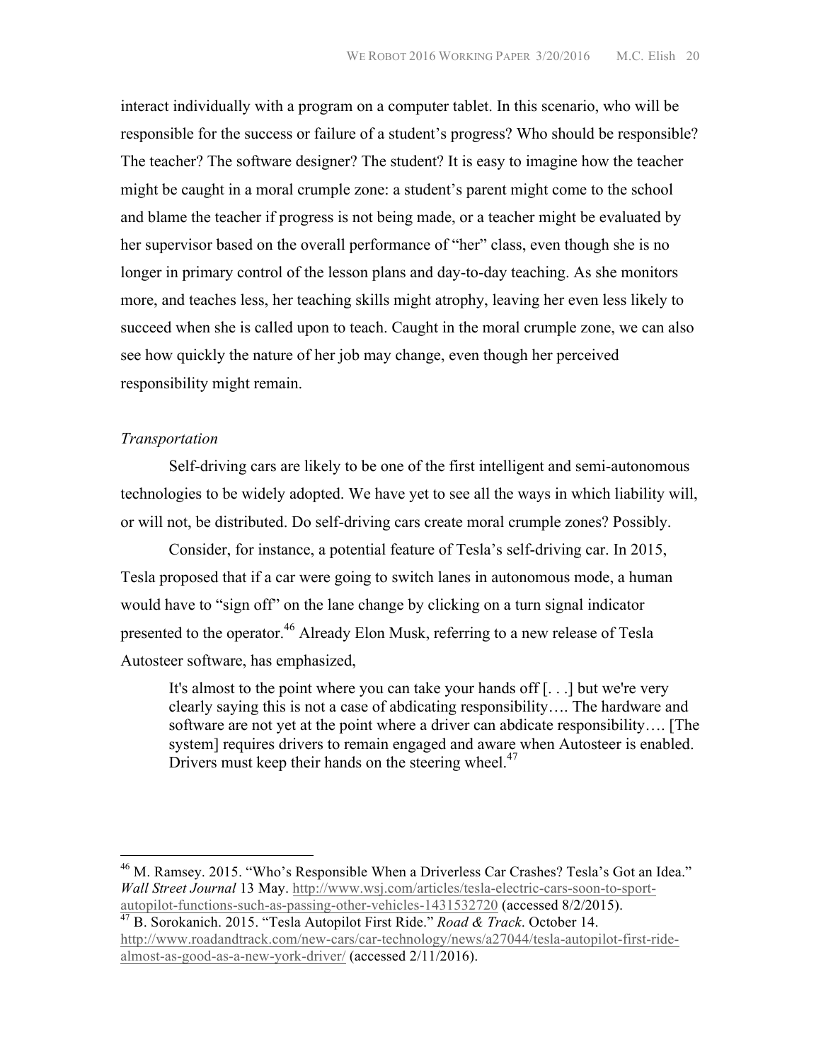interact individually with a program on a computer tablet. In this scenario, who will be responsible for the success or failure of a student's progress? Who should be responsible? The teacher? The software designer? The student? It is easy to imagine how the teacher might be caught in a moral crumple zone: a student's parent might come to the school and blame the teacher if progress is not being made, or a teacher might be evaluated by her supervisor based on the overall performance of "her" class, even though she is no longer in primary control of the lesson plans and day-to-day teaching. As she monitors more, and teaches less, her teaching skills might atrophy, leaving her even less likely to succeed when she is called upon to teach. Caught in the moral crumple zone, we can also see how quickly the nature of her job may change, even though her perceived responsibility might remain.

*Transportation*

Self-driving cars are likely to be one of the first intelligent and semi-autonomous technologies to be widely adopted. We have yet to see all the ways in which liability will, or will not, be distributed. Do self-driving cars create moral crumple zones? Possibly.

Consider, for instance, a potential feature of Tesla's self-driving car. In 2015, Tesla proposed that if a car were going to switch lanes in autonomous mode, a human would have to "sign off" on the lane change by clicking on a turn signal indicator presented to the operator.[46] Already Elon Musk, referring to a new release of Tesla Autosteer software, has emphasized,

> It's almost to the point where you can take your hands off [. . .] but we're very clearly saying this is not a case of abdicating responsibility…. The hardware and software are not yet at the point where a driver can abdicate responsibility…. [The system] requires drivers to remain engaged and aware when Autosteer is enabled. Drivers must keep their hands on the steering wheel.[47]

---

[46] M. Ramsey. 2015. "Who's Responsible When a Driverless Car Crashes? Tesla's Got an Idea." *Wall Street Journal* 13 May. http://www.wsj.com/articles/tesla-electric-cars-soon-to-sport-autopilot-functions-such-as-passing-other-vehicles-1431532720 (accessed 8/2/2015).

[47] B. Sorokanich. 2015. "Tesla Autopilot First Ride." *Road & Track*. October 14. http://www.roadandtrack.com/new-cars/car-technology/news/a27044/tesla-autopilot-first-ride-almost-as-good-as-a-new-york-driver/ (accessed 2/11/2016).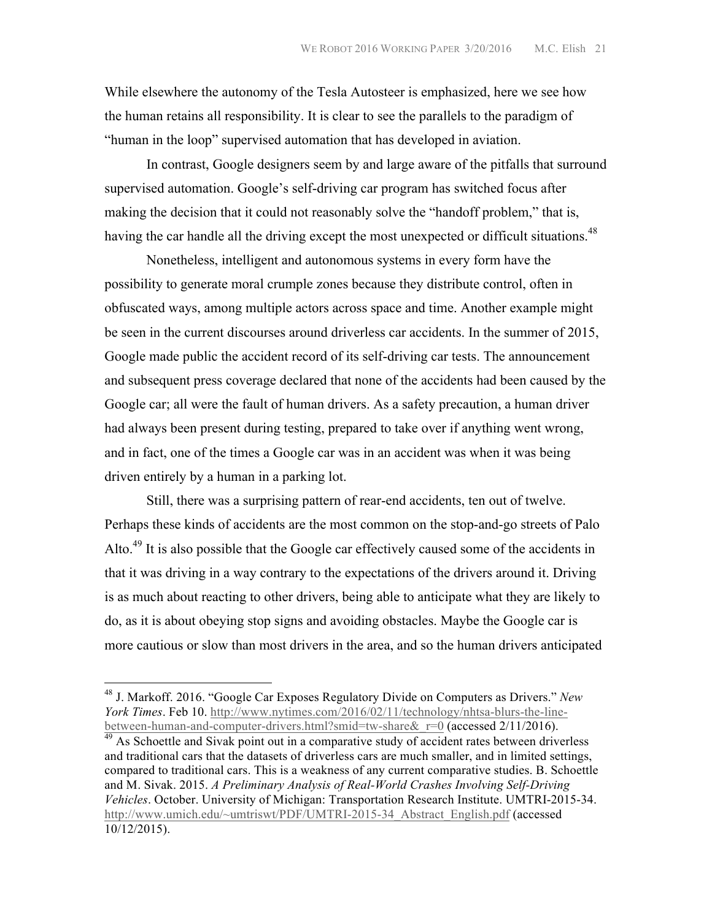While elsewhere the autonomy of the Tesla Autosteer is emphasized, here we see how the human retains all responsibility. It is clear to see the parallels to the paradigm of "human in the loop" supervised automation that has developed in aviation.

In contrast, Google designers seem by and large aware of the pitfalls that surround supervised automation. Google's self-driving car program has switched focus after making the decision that it could not reasonably solve the "handoff problem," that is, having the car handle all the driving except the most unexpected or difficult situations.[48]

Nonetheless, intelligent and autonomous systems in every form have the possibility to generate moral crumple zones because they distribute control, often in obfuscated ways, among multiple actors across space and time. Another example might be seen in the current discourses around driverless car accidents. In the summer of 2015, Google made public the accident record of its self-driving car tests. The announcement and subsequent press coverage declared that none of the accidents had been caused by the Google car; all were the fault of human drivers. As a safety precaution, a human driver had always been present during testing, prepared to take over if anything went wrong, and in fact, one of the times a Google car was in an accident was when it was being driven entirely by a human in a parking lot.

Still, there was a surprising pattern of rear-end accidents, ten out of twelve. Perhaps these kinds of accidents are the most common on the stop-and-go streets of Palo Alto.[49] It is also possible that the Google car effectively caused some of the accidents in that it was driving in a way contrary to the expectations of the drivers around it. Driving is as much about reacting to other drivers, being able to anticipate what they are likely to do, as it is about obeying stop signs and avoiding obstacles. Maybe the Google car is more cautious or slow than most drivers in the area, and so the human drivers anticipated

---

[48] J. Markoff. 2016. "Google Car Exposes Regulatory Divide on Computers as Drivers." *New York Times*. Feb 10. http://www.nytimes.com/2016/02/11/technology/nhtsa-blurs-the-line-between-human-and-computer-drivers.html?smid=tw-share&_r=0 (accessed 2/11/2016).

[49] As Schoettle and Sivak point out in a comparative study of accident rates between driverless and traditional cars that the datasets of driverless cars are much smaller, and in limited settings, compared to traditional cars. This is a weakness of any current comparative studies. B. Schoettle and M. Sivak. 2015. *A Preliminary Analysis of Real-World Crashes Involving Self-Driving Vehicles*. October. University of Michigan: Transportation Research Institute. UMTRI-2015-34. http://www.umich.edu/~umtriswt/PDF/UMTRI-2015-34_Abstract_English.pdf (accessed 10/12/2015).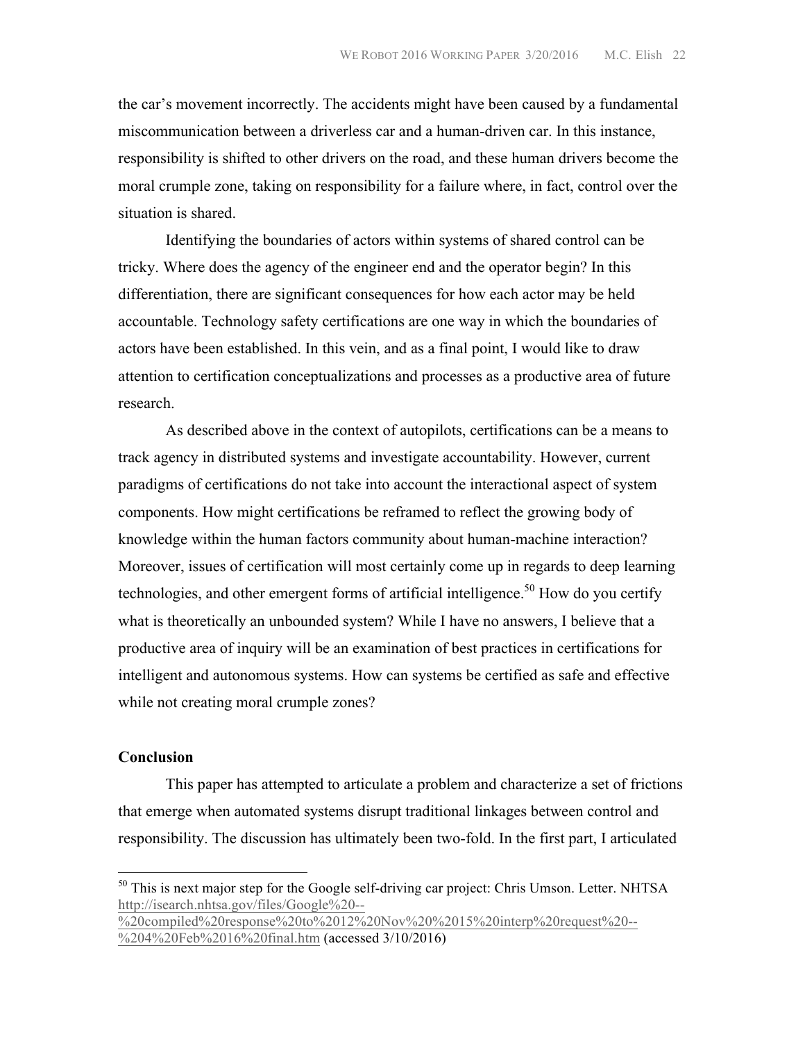the car's movement incorrectly. The accidents might have been caused by a fundamental miscommunication between a driverless car and a human-driven car. In this instance, responsibility is shifted to other drivers on the road, and these human drivers become the moral crumple zone, taking on responsibility for a failure where, in fact, control over the situation is shared.

Identifying the boundaries of actors within systems of shared control can be tricky. Where does the agency of the engineer end and the operator begin? In this differentiation, there are significant consequences for how each actor may be held accountable. Technology safety certifications are one way in which the boundaries of actors have been established. In this vein, and as a final point, I would like to draw attention to certification conceptualizations and processes as a productive area of future research.

As described above in the context of autopilots, certifications can be a means to track agency in distributed systems and investigate accountability. However, current paradigms of certifications do not take into account the interactional aspect of system components. How might certifications be reframed to reflect the growing body of knowledge within the human factors community about human-machine interaction? Moreover, issues of certification will most certainly come up in regards to deep learning technologies, and other emergent forms of artificial intelligence.[50] How do you certify what is theoretically an unbounded system? While I have no answers, I believe that a productive area of inquiry will be an examination of best practices in certifications for intelligent and autonomous systems. How can systems be certified as safe and effective while not creating moral crumple zones?

**Conclusion**

This paper has attempted to articulate a problem and characterize a set of frictions that emerge when automated systems disrupt traditional linkages between control and responsibility. The discussion has ultimately been two-fold. In the first part, I articulated

---

[50] This is next major step for the Google self-driving car project: Chris Umson. Letter. NHTSA http://isearch.nhtsa.gov/files/Google%20--%20compiled%20response%20to%2012%20Nov%20%2015%20interp%20request%20--%204%20Feb%2016%20final.htm (accessed 3/10/2016)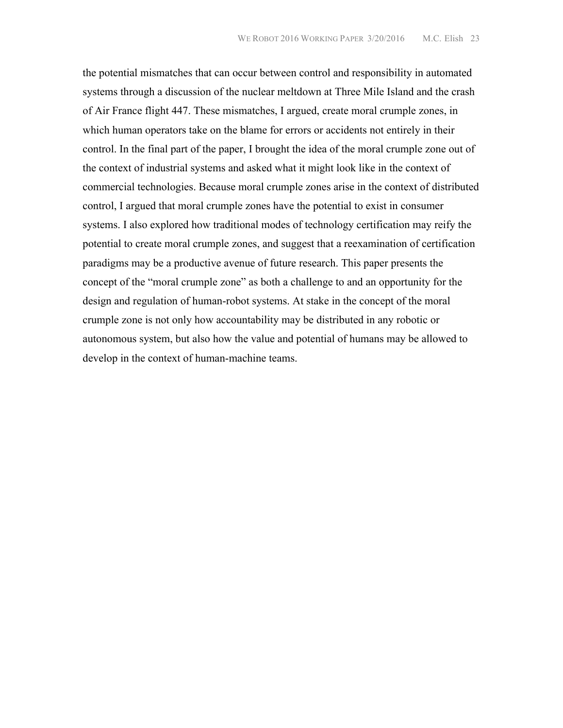the potential mismatches that can occur between control and responsibility in automated systems through a discussion of the nuclear meltdown at Three Mile Island and the crash of Air France flight 447. These mismatches, I argued, create moral crumple zones, in which human operators take on the blame for errors or accidents not entirely in their control. In the final part of the paper, I brought the idea of the moral crumple zone out of the context of industrial systems and asked what it might look like in the context of commercial technologies. Because moral crumple zones arise in the context of distributed control, I argued that moral crumple zones have the potential to exist in consumer systems. I also explored how traditional modes of technology certification may reify the potential to create moral crumple zones, and suggest that a reexamination of certification paradigms may be a productive avenue of future research. This paper presents the concept of the "moral crumple zone" as both a challenge to and an opportunity for the design and regulation of human-robot systems. At stake in the concept of the moral crumple zone is not only how accountability may be distributed in any robotic or autonomous system, but also how the value and potential of humans may be allowed to develop in the context of human-machine teams.